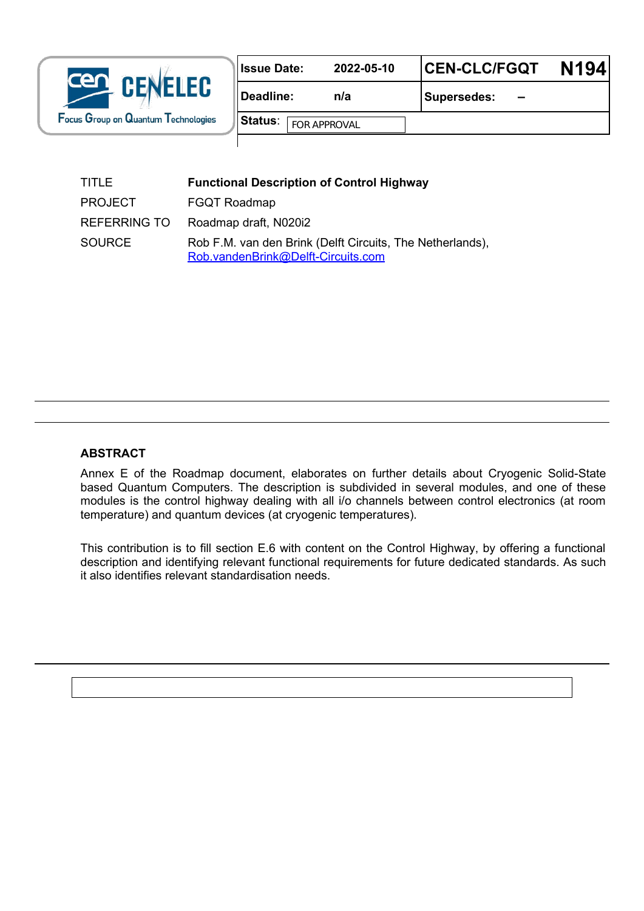| Issue Date: | 2022-05-10 | CEN-CLC/FGQT | N194 |
|---|---|---|---|
| Deadline: | n/a | Supersedes: | – |
| Status: | FOR APPROVAL | | |

| | |
|---|---|
| TITLE | **Functional Description of Control Highway** |
| PROJECT | FGQT Roadmap |
| REFERRING TO | Roadmap draft, N020i2 |
| SOURCE | Rob F.M. van den Brink (Delft Circuits, The Netherlands), Rob.vandenBrink@Delft-Circuits.com |

## ABSTRACT

Annex E of the Roadmap document, elaborates on further details about Cryogenic Solid-State based Quantum Computers. The description is subdivided in several modules, and one of these modules is the control highway dealing with all i/o channels between control electronics (at room temperature) and quantum devices (at cryogenic temperatures).

This contribution is to fill section E.6 with content on the Control Highway, by offering a functional description and identifying relevant functional requirements for future dedicated standards. As such it also identifies relevant standardisation needs.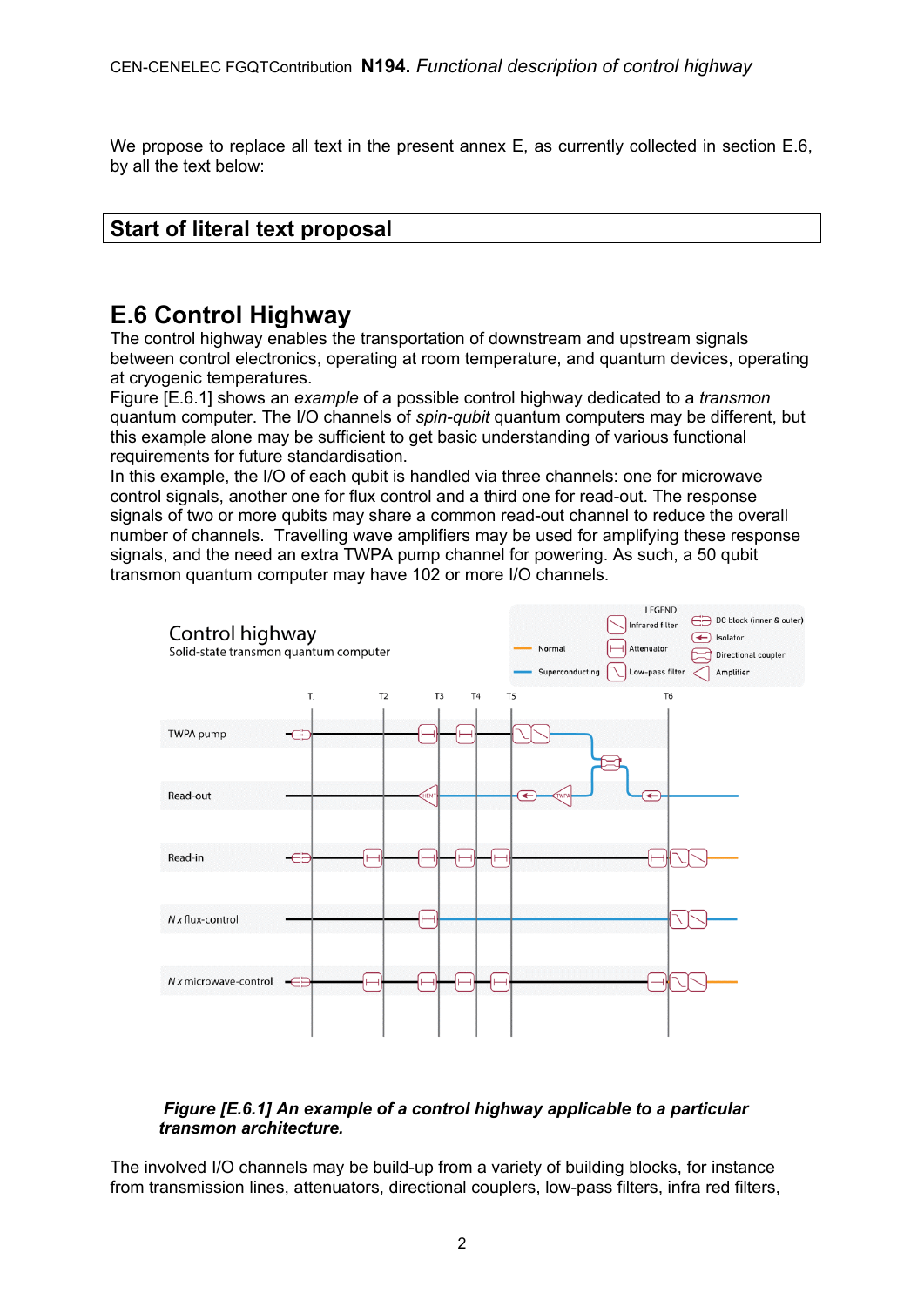We propose to replace all text in the present annex E, as currently collected in section E.6, by all the text below:

**Start of literal text proposal**

# E.6 Control Highway

The control highway enables the transportation of downstream and upstream signals between control electronics, operating at room temperature, and quantum devices, operating at cryogenic temperatures.

Figure [E.6.1] shows an *example* of a possible control highway dedicated to a *transmon* quantum computer. The I/O channels of *spin-qubit* quantum computers may be different, but this example alone may be sufficient to get basic understanding of various functional requirements for future standardisation.

In this example, the I/O of each qubit is handled via three channels: one for microwave control signals, another one for flux control and a third one for read-out. The response signals of two or more qubits may share a common read-out channel to reduce the overall number of channels. Travelling wave amplifiers may be used for amplifying these response signals, and the need an extra TWPA pump channel for powering. As such, a 50 qubit transmon quantum computer may have 102 or more I/O channels.

***Figure [E.6.1] An example of a control highway applicable to a particular transmon architecture.***

The involved I/O channels may be build-up from a variety of building blocks, for instance from transmission lines, attenuators, directional couplers, low-pass filters, infra red filters,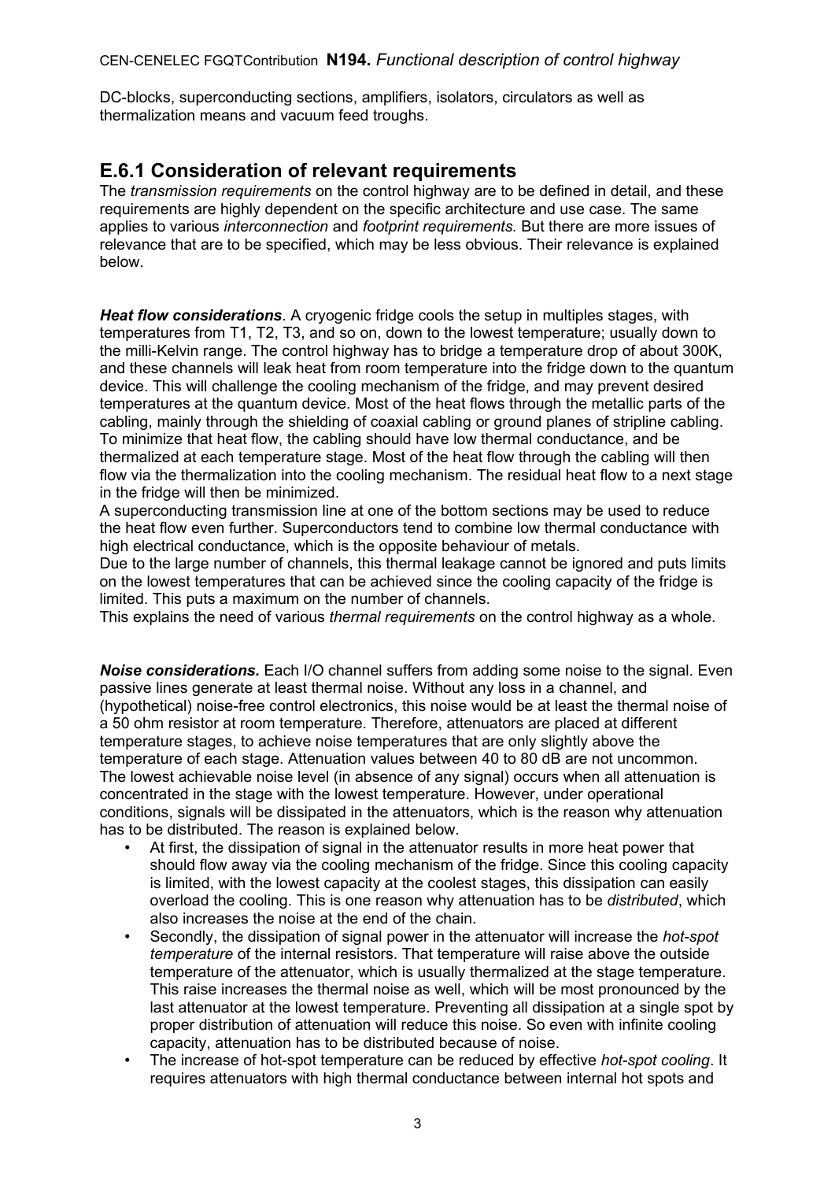DC-blocks, superconducting sections, amplifiers, isolators, circulators as well as thermalization means and vacuum feed troughs.

## E.6.1 Consideration of relevant requirements

The *transmission requirements* on the control highway are to be defined in detail, and these requirements are highly dependent on the specific architecture and use case. The same applies to various *interconnection* and *footprint requirements*. But there are more issues of relevance that are to be specified, which may be less obvious. Their relevance is explained below.

***Heat flow considerations***. A cryogenic fridge cools the setup in multiples stages, with temperatures from T1, T2, T3, and so on, down to the lowest temperature; usually down to the milli-Kelvin range. The control highway has to bridge a temperature drop of about 300K, and these channels will leak heat from room temperature into the fridge down to the quantum device. This will challenge the cooling mechanism of the fridge, and may prevent desired temperatures at the quantum device. Most of the heat flows through the metallic parts of the cabling, mainly through the shielding of coaxial cabling or ground planes of stripline cabling. To minimize that heat flow, the cabling should have low thermal conductance, and be thermalized at each temperature stage. Most of the heat flow through the cabling will then flow via the thermalization into the cooling mechanism. The residual heat flow to a next stage in the fridge will then be minimized.
A superconducting transmission line at one of the bottom sections may be used to reduce the heat flow even further. Superconductors tend to combine low thermal conductance with high electrical conductance, which is the opposite behaviour of metals.
Due to the large number of channels, this thermal leakage cannot be ignored and puts limits on the lowest temperatures that can be achieved since the cooling capacity of the fridge is limited. This puts a maximum on the number of channels.
This explains the need of various *thermal requirements* on the control highway as a whole.

***Noise considerations.*** Each I/O channel suffers from adding some noise to the signal. Even passive lines generate at least thermal noise. Without any loss in a channel, and (hypothetical) noise-free control electronics, this noise would be at least the thermal noise of a 50 ohm resistor at room temperature. Therefore, attenuators are placed at different temperature stages, to achieve noise temperatures that are only slightly above the temperature of each stage. Attenuation values between 40 to 80 dB are not uncommon.
The lowest achievable noise level (in absence of any signal) occurs when all attenuation is concentrated in the stage with the lowest temperature. However, under operational conditions, signals will be dissipated in the attenuators, which is the reason why attenuation has to be distributed. The reason is explained below.

- At first, the dissipation of signal in the attenuator results in more heat power that should flow away via the cooling mechanism of the fridge. Since this cooling capacity is limited, with the lowest capacity at the coolest stages, this dissipation can easily overload the cooling. This is one reason why attenuation has to be *distributed*, which also increases the noise at the end of the chain.
- Secondly, the dissipation of signal power in the attenuator will increase the *hot-spot temperature* of the internal resistors. That temperature will raise above the outside temperature of the attenuator, which is usually thermalized at the stage temperature. This raise increases the thermal noise as well, which will be most pronounced by the last attenuator at the lowest temperature. Preventing all dissipation at a single spot by proper distribution of attenuation will reduce this noise. So even with infinite cooling capacity, attenuation has to be distributed because of noise.
- The increase of hot-spot temperature can be reduced by effective *hot-spot cooling*. It requires attenuators with high thermal conductance between internal hot spots and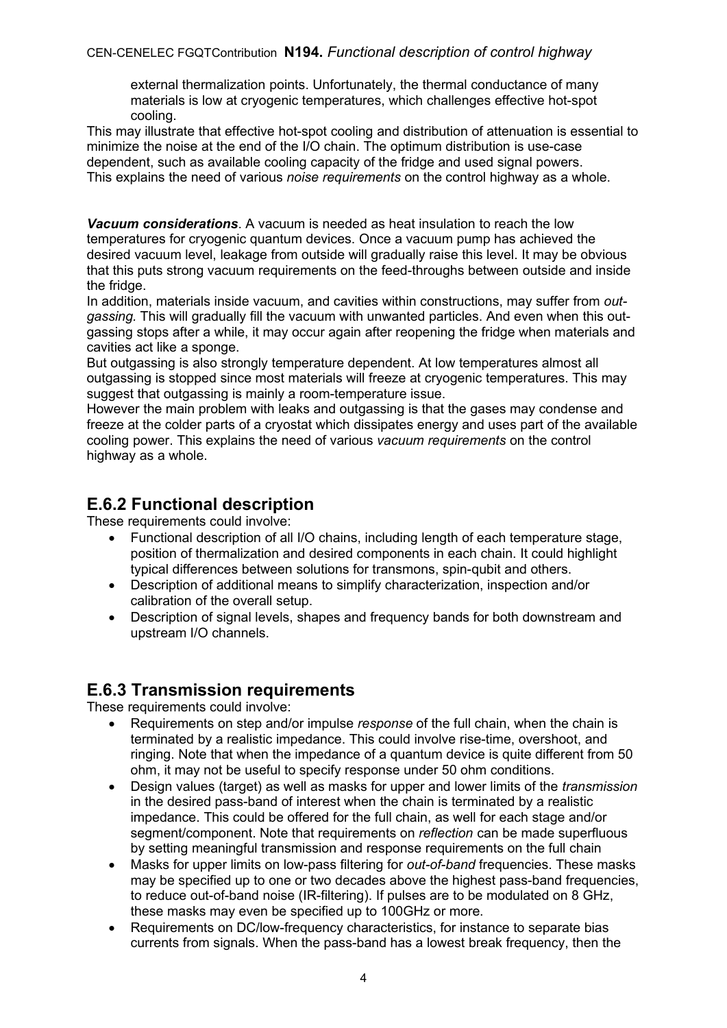external thermalization points. Unfortunately, the thermal conductance of many materials is low at cryogenic temperatures, which challenges effective hot-spot cooling.

This may illustrate that effective hot-spot cooling and distribution of attenuation is essential to minimize the noise at the end of the I/O chain. The optimum distribution is use-case dependent, such as available cooling capacity of the fridge and used signal powers.
This explains the need of various *noise requirements* on the control highway as a whole.

***Vacuum considerations***. A vacuum is needed as heat insulation to reach the low temperatures for cryogenic quantum devices. Once a vacuum pump has achieved the desired vacuum level, leakage from outside will gradually raise this level. It may be obvious that this puts strong vacuum requirements on the feed-throughs between outside and inside the fridge.

In addition, materials inside vacuum, and cavities within constructions, may suffer from *out-gassing.* This will gradually fill the vacuum with unwanted particles. And even when this out-gassing stops after a while, it may occur again after reopening the fridge when materials and cavities act like a sponge.

But outgassing is also strongly temperature dependent. At low temperatures almost all outgassing is stopped since most materials will freeze at cryogenic temperatures. This may suggest that outgassing is mainly a room-temperature issue.

However the main problem with leaks and outgassing is that the gases may condense and freeze at the colder parts of a cryostat which dissipates energy and uses part of the available cooling power. This explains the need of various *vacuum requirements* on the control highway as a whole.

## E.6.2 Functional description

These requirements could involve:

- Functional description of all I/O chains, including length of each temperature stage, position of thermalization and desired components in each chain. It could highlight typical differences between solutions for transmons, spin-qubit and others.
- Description of additional means to simplify characterization, inspection and/or calibration of the overall setup.
- Description of signal levels, shapes and frequency bands for both downstream and upstream I/O channels.

## E.6.3 Transmission requirements

These requirements could involve:

- Requirements on step and/or impulse *response* of the full chain, when the chain is terminated by a realistic impedance. This could involve rise-time, overshoot, and ringing. Note that when the impedance of a quantum device is quite different from 50 ohm, it may not be useful to specify response under 50 ohm conditions.
- Design values (target) as well as masks for upper and lower limits of the *transmission* in the desired pass-band of interest when the chain is terminated by a realistic impedance. This could be offered for the full chain, as well for each stage and/or segment/component. Note that requirements on *reflection* can be made superfluous by setting meaningful transmission and response requirements on the full chain
- Masks for upper limits on low-pass filtering for *out-of-band* frequencies. These masks may be specified up to one or two decades above the highest pass-band frequencies, to reduce out-of-band noise (IR-filtering). If pulses are to be modulated on 8 GHz, these masks may even be specified up to 100GHz or more.
- Requirements on DC/low-frequency characteristics, for instance to separate bias currents from signals. When the pass-band has a lowest break frequency, then the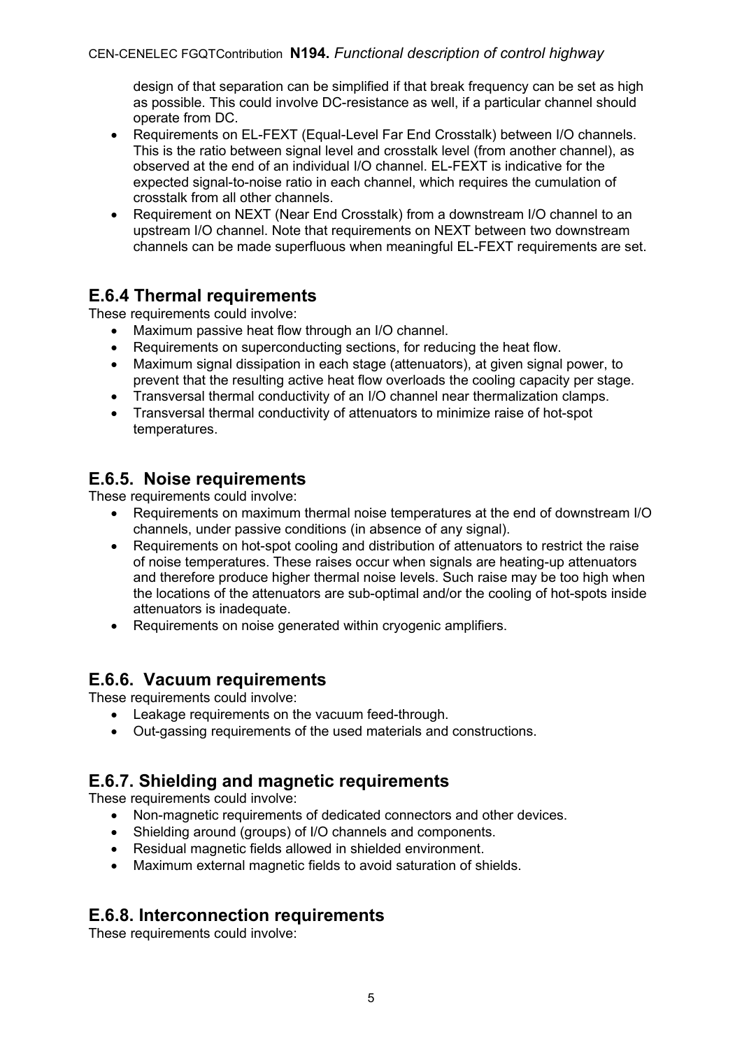design of that separation can be simplified if that break frequency can be set as high as possible. This could involve DC-resistance as well, if a particular channel should operate from DC.

- Requirements on EL-FEXT (Equal-Level Far End Crosstalk) between I/O channels. This is the ratio between signal level and crosstalk level (from another channel), as observed at the end of an individual I/O channel. EL-FEXT is indicative for the expected signal-to-noise ratio in each channel, which requires the cumulation of crosstalk from all other channels.
- Requirement on NEXT (Near End Crosstalk) from a downstream I/O channel to an upstream I/O channel. Note that requirements on NEXT between two downstream channels can be made superfluous when meaningful EL-FEXT requirements are set.

## E.6.4 Thermal requirements

These requirements could involve:

- Maximum passive heat flow through an I/O channel.
- Requirements on superconducting sections, for reducing the heat flow.
- Maximum signal dissipation in each stage (attenuators), at given signal power, to prevent that the resulting active heat flow overloads the cooling capacity per stage.
- Transversal thermal conductivity of an I/O channel near thermalization clamps.
- Transversal thermal conductivity of attenuators to minimize raise of hot-spot temperatures.

## E.6.5. Noise requirements

These requirements could involve:

- Requirements on maximum thermal noise temperatures at the end of downstream I/O channels, under passive conditions (in absence of any signal).
- Requirements on hot-spot cooling and distribution of attenuators to restrict the raise of noise temperatures. These raises occur when signals are heating-up attenuators and therefore produce higher thermal noise levels. Such raise may be too high when the locations of the attenuators are sub-optimal and/or the cooling of hot-spots inside attenuators is inadequate.
- Requirements on noise generated within cryogenic amplifiers.

## E.6.6. Vacuum requirements

These requirements could involve:

- Leakage requirements on the vacuum feed-through.
- Out-gassing requirements of the used materials and constructions.

## E.6.7. Shielding and magnetic requirements

These requirements could involve:

- Non-magnetic requirements of dedicated connectors and other devices.
- Shielding around (groups) of I/O channels and components.
- Residual magnetic fields allowed in shielded environment.
- Maximum external magnetic fields to avoid saturation of shields.

## E.6.8. Interconnection requirements

These requirements could involve: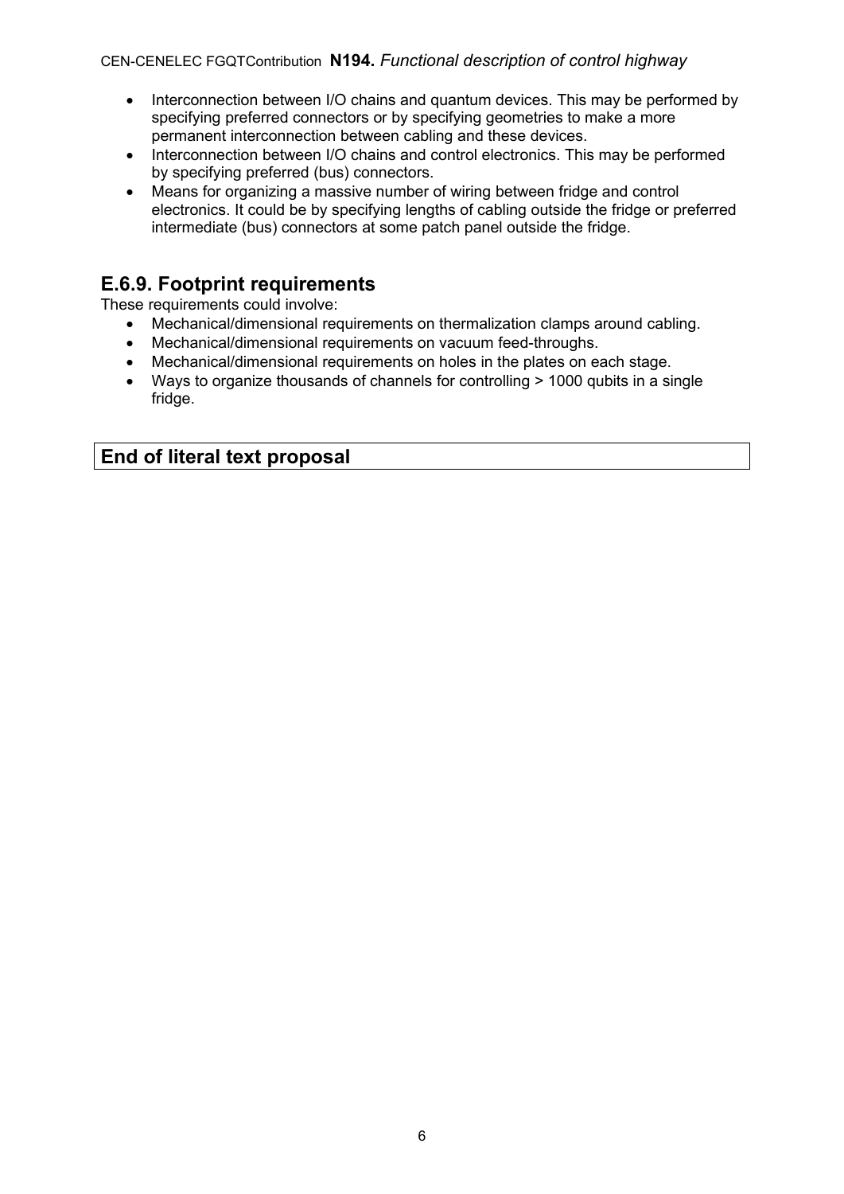- Interconnection between I/O chains and quantum devices. This may be performed by specifying preferred connectors or by specifying geometries to make a more permanent interconnection between cabling and these devices.
- Interconnection between I/O chains and control electronics. This may be performed by specifying preferred (bus) connectors.
- Means for organizing a massive number of wiring between fridge and control electronics. It could be by specifying lengths of cabling outside the fridge or preferred intermediate (bus) connectors at some patch panel outside the fridge.

## E.6.9. Footprint requirements

These requirements could involve:

- Mechanical/dimensional requirements on thermalization clamps around cabling.
- Mechanical/dimensional requirements on vacuum feed-throughs.
- Mechanical/dimensional requirements on holes in the plates on each stage.
- Ways to organize thousands of channels for controlling > 1000 qubits in a single fridge.

## End of literal text proposal